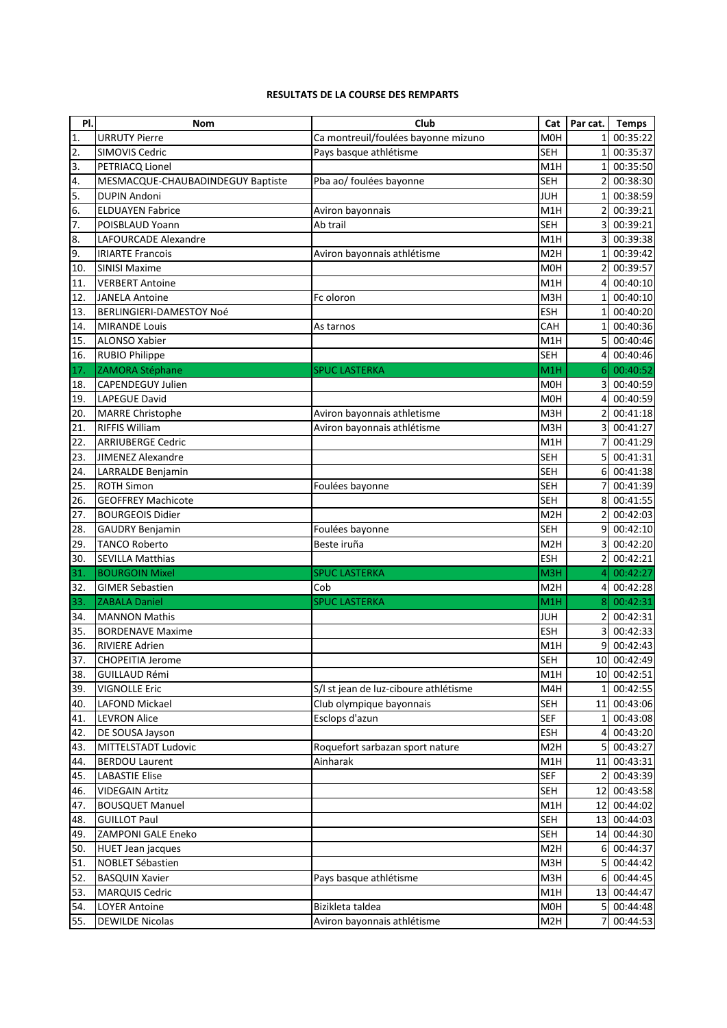**RESULTATS DE LA COURSE DES REMPARTS**

| Pl. | Nom | Club | Cat | Par cat. | Temps |
|---|---|---|---|---|---|
| 1. | URRUTY Pierre | Ca montreuil/foulées bayonne mizuno | M0H | 1 | 00:35:22 |
| 2. | SIMOVIS Cedric | Pays basque athlétisme | SEH | 1 | 00:35:37 |
| 3. | PETRIACQ Lionel | | M1H | 1 | 00:35:50 |
| 4. | MESMACQUE-CHAUBADINDEGUY Baptiste | Pba ao/ foulées bayonne | SEH | 2 | 00:38:30 |
| 5. | DUPIN Andoni | | JUH | 1 | 00:38:59 |
| 6. | ELDUAYEN Fabrice | Aviron bayonnais | M1H | 2 | 00:39:21 |
| 7. | POISBLAUD Yoann | Ab trail | SEH | 3 | 00:39:21 |
| 8. | LAFOURCADE Alexandre | | M1H | 3 | 00:39:38 |
| 9. | IRIARTE Francois | Aviron bayonnais athlétisme | M2H | 1 | 00:39:42 |
| 10. | SINISI Maxime | | M0H | 2 | 00:39:57 |
| 11. | VERBERT Antoine | | M1H | 4 | 00:40:10 |
| 12. | JANELA Antoine | Fc oloron | M3H | 1 | 00:40:10 |
| 13. | BERLINGIERI-DAMESTOY Noé | | ESH | 1 | 00:40:20 |
| 14. | MIRANDE Louis | As tarnos | CAH | 1 | 00:40:36 |
| 15. | ALONSO Xabier | | M1H | 5 | 00:40:46 |
| 16. | RUBIO Philippe | | SEH | 4 | 00:40:46 |
| 17. | ZAMORA Stéphane | SPUC LASTERKA | M1H | 6 | 00:40:52 |
| 18. | CAPENDEGUY Julien | | M0H | 3 | 00:40:59 |
| 19. | LAPEGUE David | | M0H | 4 | 00:40:59 |
| 20. | MARRE Christophe | Aviron bayonnais athletisme | M3H | 2 | 00:41:18 |
| 21. | RIFFIS William | Aviron bayonnais athlétisme | M3H | 3 | 00:41:27 |
| 22. | ARRIUBERGE Cedric | | M1H | 7 | 00:41:29 |
| 23. | JIMENEZ Alexandre | | SEH | 5 | 00:41:31 |
| 24. | LARRALDE Benjamin | | SEH | 6 | 00:41:38 |
| 25. | ROTH Simon | Foulées bayonne | SEH | 7 | 00:41:39 |
| 26. | GEOFFREY Machicote | | SEH | 8 | 00:41:55 |
| 27. | BOURGEOIS Didier | | M2H | 2 | 00:42:03 |
| 28. | GAUDRY Benjamin | Foulées bayonne | SEH | 9 | 00:42:10 |
| 29. | TANCO Roberto | Beste iruña | M2H | 3 | 00:42:20 |
| 30. | SEVILLA Matthias | | ESH | 2 | 00:42:21 |
| 31. | BOURGOIN Mixel | SPUC LASTERKA | M3H | 4 | 00:42:27 |
| 32. | GIMER Sebastien | Cob | M2H | 4 | 00:42:28 |
| 33. | ZABALA Daniel | SPUC LASTERKA | M1H | 8 | 00:42:31 |
| 34. | MANNON Mathis | | JUH | 2 | 00:42:31 |
| 35. | BORDENAVE Maxime | | ESH | 3 | 00:42:33 |
| 36. | RIVIERE Adrien | | M1H | 9 | 00:42:43 |
| 37. | CHOPEITIA Jerome | | SEH | 10 | 00:42:49 |
| 38. | GUILLAUD Rémi | | M1H | 10 | 00:42:51 |
| 39. | VIGNOLLE Eric | S/l st jean de luz-ciboure athlétisme | M4H | 1 | 00:42:55 |
| 40. | LAFOND Mickael | Club olympique bayonnais | SEH | 11 | 00:43:06 |
| 41. | LEVRON Alice | Esclops d'azun | SEF | 1 | 00:43:08 |
| 42. | DE SOUSA Jayson | | ESH | 4 | 00:43:20 |
| 43. | MITTELSTADT Ludovic | Roquefort sarbazan sport nature | M2H | 5 | 00:43:27 |
| 44. | BERDOU Laurent | Ainharak | M1H | 11 | 00:43:31 |
| 45. | LABASTIE Elise | | SEF | 2 | 00:43:39 |
| 46. | VIDEGAIN Artitz | | SEH | 12 | 00:43:58 |
| 47. | BOUSQUET Manuel | | M1H | 12 | 00:44:02 |
| 48. | GUILLOT Paul | | SEH | 13 | 00:44:03 |
| 49. | ZAMPONI GALE Eneko | | SEH | 14 | 00:44:30 |
| 50. | HUET Jean jacques | | M2H | 6 | 00:44:37 |
| 51. | NOBLET Sébastien | | M3H | 5 | 00:44:42 |
| 52. | BASQUIN Xavier | Pays basque athlétisme | M3H | 6 | 00:44:45 |
| 53. | MARQUIS Cedric | | M1H | 13 | 00:44:47 |
| 54. | LOYER Antoine | Bizikleta taldea | M0H | 5 | 00:44:48 |
| 55. | DEWILDE Nicolas | Aviron bayonnais athlétisme | M2H | 7 | 00:44:53 |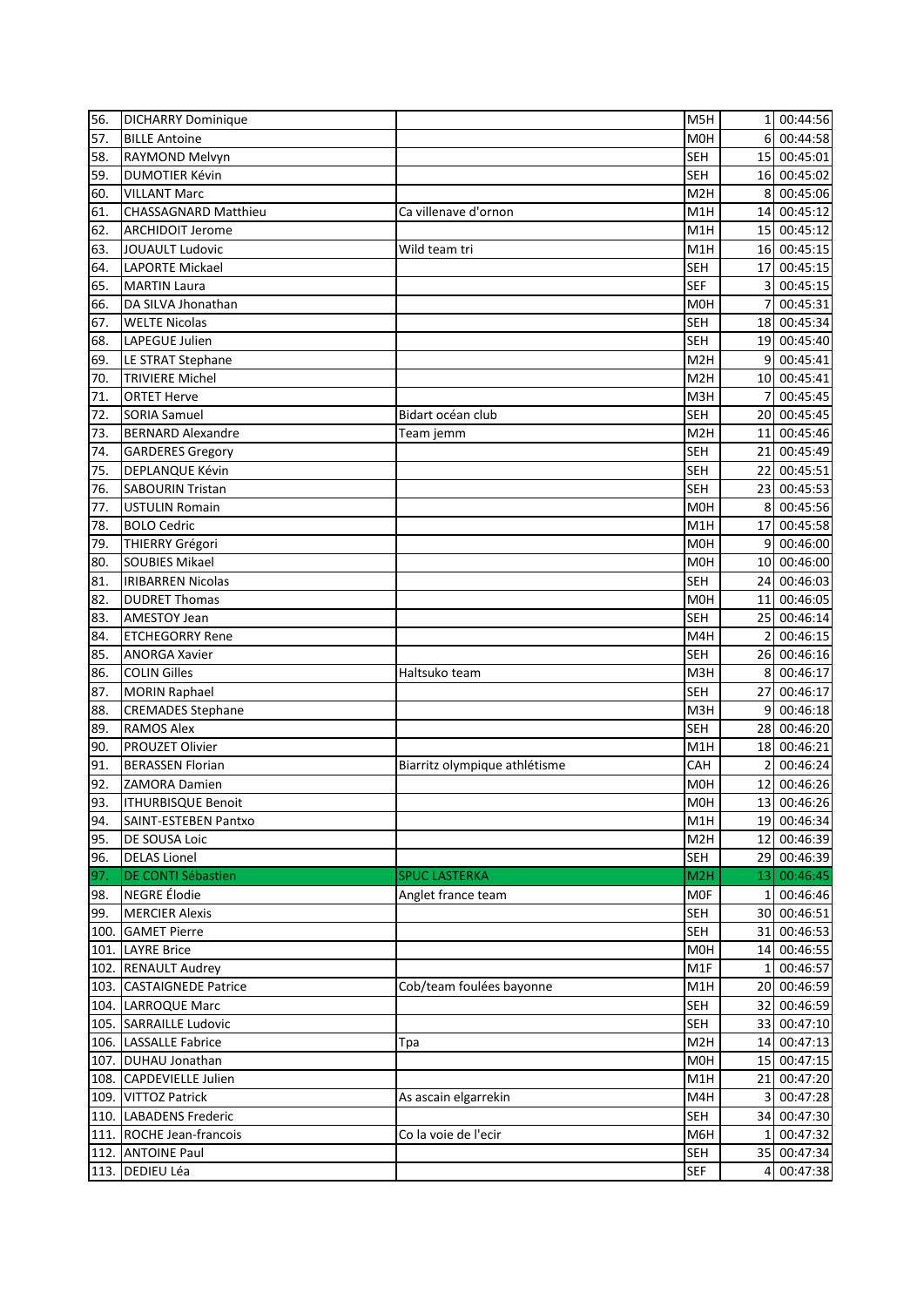| | | | | | |
|---|---|---|---|---|---|
| 56. | DICHARRY Dominique | | M5H | 1 | 00:44:56 |
| 57. | BILLE Antoine | | M0H | 6 | 00:44:58 |
| 58. | RAYMOND Melvyn | | SEH | 15 | 00:45:01 |
| 59. | DUMOTIER Kévin | | SEH | 16 | 00:45:02 |
| 60. | VILLANT Marc | | M2H | 8 | 00:45:06 |
| 61. | CHASSAGNARD Matthieu | Ca villenave d'ornon | M1H | 14 | 00:45:12 |
| 62. | ARCHIDOIT Jerome | | M1H | 15 | 00:45:12 |
| 63. | JOUAULT Ludovic | Wild team tri | M1H | 16 | 00:45:15 |
| 64. | LAPORTE Mickael | | SEH | 17 | 00:45:15 |
| 65. | MARTIN Laura | | SEF | 3 | 00:45:15 |
| 66. | DA SILVA Jhonathan | | M0H | 7 | 00:45:31 |
| 67. | WELTE Nicolas | | SEH | 18 | 00:45:34 |
| 68. | LAPEGUE Julien | | SEH | 19 | 00:45:40 |
| 69. | LE STRAT Stephane | | M2H | 9 | 00:45:41 |
| 70. | TRIVIERE Michel | | M2H | 10 | 00:45:41 |
| 71. | ORTET Herve | | M3H | 7 | 00:45:45 |
| 72. | SORIA Samuel | Bidart océan club | SEH | 20 | 00:45:45 |
| 73. | BERNARD Alexandre | Team jemm | M2H | 11 | 00:45:46 |
| 74. | GARDERES Gregory | | SEH | 21 | 00:45:49 |
| 75. | DEPLANQUE Kévin | | SEH | 22 | 00:45:51 |
| 76. | SABOURIN Tristan | | SEH | 23 | 00:45:53 |
| 77. | USTULIN Romain | | M0H | 8 | 00:45:56 |
| 78. | BOLO Cedric | | M1H | 17 | 00:45:58 |
| 79. | THIERRY Grégori | | M0H | 9 | 00:46:00 |
| 80. | SOUBIES Mikael | | M0H | 10 | 00:46:00 |
| 81. | IRIBARREN Nicolas | | SEH | 24 | 00:46:03 |
| 82. | DUDRET Thomas | | M0H | 11 | 00:46:05 |
| 83. | AMESTOY Jean | | SEH | 25 | 00:46:14 |
| 84. | ETCHEGORRY Rene | | M4H | 2 | 00:46:15 |
| 85. | ANORGA Xavier | | SEH | 26 | 00:46:16 |
| 86. | COLIN Gilles | Haltsuko team | M3H | 8 | 00:46:17 |
| 87. | MORIN Raphael | | SEH | 27 | 00:46:17 |
| 88. | CREMADES Stephane | | M3H | 9 | 00:46:18 |
| 89. | RAMOS Alex | | SEH | 28 | 00:46:20 |
| 90. | PROUZET Olivier | | M1H | 18 | 00:46:21 |
| 91. | BERASSEN Florian | Biarritz olympique athlétisme | CAH | 2 | 00:46:24 |
| 92. | ZAMORA Damien | | M0H | 12 | 00:46:26 |
| 93. | ITHURBISQUE Benoit | | M0H | 13 | 00:46:26 |
| 94. | SAINT-ESTEBEN Pantxo | | M1H | 19 | 00:46:34 |
| 95. | DE SOUSA Loic | | M2H | 12 | 00:46:39 |
| 96. | DELAS Lionel | | SEH | 29 | 00:46:39 |
| 97. | DE CONTI Sébastien | SPUC LASTERKA | M2H | 13 | 00:46:45 |
| 98. | NEGRE Élodie | Anglet france team | M0F | 1 | 00:46:46 |
| 99. | MERCIER Alexis | | SEH | 30 | 00:46:51 |
| 100. | GAMET Pierre | | SEH | 31 | 00:46:53 |
| 101. | LAYRE Brice | | M0H | 14 | 00:46:55 |
| 102. | RENAULT Audrey | | M1F | 1 | 00:46:57 |
| 103. | CASTAIGNEDE Patrice | Cob/team foulées bayonne | M1H | 20 | 00:46:59 |
| 104. | LARROQUE Marc | | SEH | 32 | 00:46:59 |
| 105. | SARRAILLE Ludovic | | SEH | 33 | 00:47:10 |
| 106. | LASSALLE Fabrice | Tpa | M2H | 14 | 00:47:13 |
| 107. | DUHAU Jonathan | | M0H | 15 | 00:47:15 |
| 108. | CAPDEVIELLE Julien | | M1H | 21 | 00:47:20 |
| 109. | VITTOZ Patrick | As ascain elgarrekin | M4H | 3 | 00:47:28 |
| 110. | LABADENS Frederic | | SEH | 34 | 00:47:30 |
| 111. | ROCHE Jean-francois | Co la voie de l'ecir | M6H | 1 | 00:47:32 |
| 112. | ANTOINE Paul | | SEH | 35 | 00:47:34 |
| 113. | DEDIEU Léa | | SEF | 4 | 00:47:38 |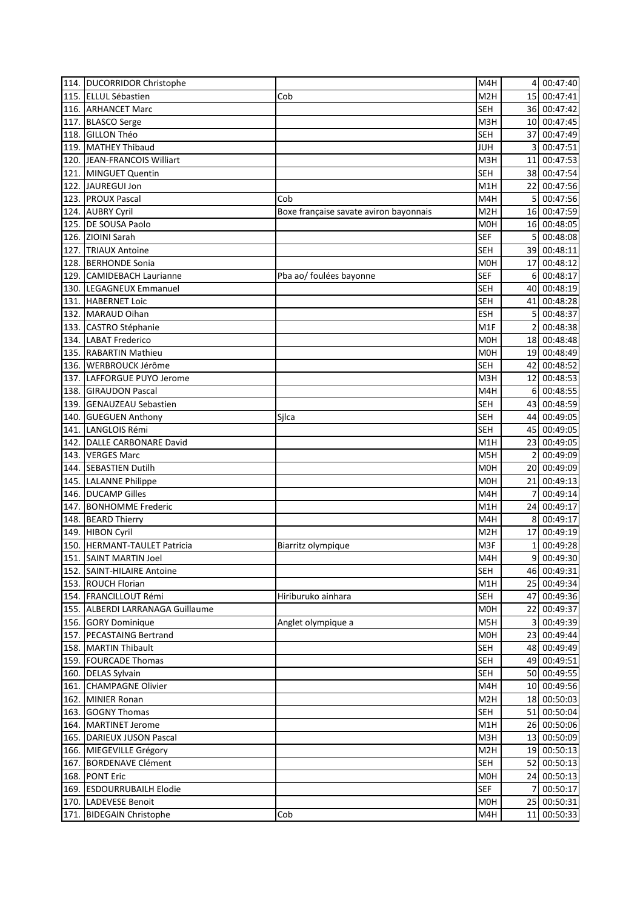| | | | | | |
|---|---|---|---|---|---|
| 114. | DUCORRIDOR Christophe | | M4H | 4 | 00:47:40 |
| 115. | ELLUL Sébastien | Cob | M2H | 15 | 00:47:41 |
| 116. | ARHANCET Marc | | SEH | 36 | 00:47:42 |
| 117. | BLASCO Serge | | M3H | 10 | 00:47:45 |
| 118. | GILLON Théo | | SEH | 37 | 00:47:49 |
| 119. | MATHEY Thibaud | | JUH | 3 | 00:47:51 |
| 120. | JEAN-FRANCOIS Williart | | M3H | 11 | 00:47:53 |
| 121. | MINGUET Quentin | | SEH | 38 | 00:47:54 |
| 122. | JAUREGUI Jon | | M1H | 22 | 00:47:56 |
| 123. | PROUX Pascal | Cob | M4H | 5 | 00:47:56 |
| 124. | AUBRY Cyril | Boxe française savate aviron bayonnais | M2H | 16 | 00:47:59 |
| 125. | DE SOUSA Paolo | | M0H | 16 | 00:48:05 |
| 126. | ZIOINI Sarah | | SEF | 5 | 00:48:08 |
| 127. | TRIAUX Antoine | | SEH | 39 | 00:48:11 |
| 128. | BERHONDE Sonia | | M0H | 17 | 00:48:12 |
| 129. | CAMIDEBACH Laurianne | Pba ao/ foulées bayonne | SEF | 6 | 00:48:17 |
| 130. | LEGAGNEUX Emmanuel | | SEH | 40 | 00:48:19 |
| 131. | HABERNET Loic | | SEH | 41 | 00:48:28 |
| 132. | MARAUD Oihan | | ESH | 5 | 00:48:37 |
| 133. | CASTRO Stéphanie | | M1F | 2 | 00:48:38 |
| 134. | LABAT Frederico | | M0H | 18 | 00:48:48 |
| 135. | RABARTIN Mathieu | | M0H | 19 | 00:48:49 |
| 136. | WERBROUCK Jérôme | | SEH | 42 | 00:48:52 |
| 137. | LAFFORGUE PUYO Jerome | | M3H | 12 | 00:48:53 |
| 138. | GIRAUDON Pascal | | M4H | 6 | 00:48:55 |
| 139. | GENAUZEAU Sebastien | | SEH | 43 | 00:48:59 |
| 140. | GUEGUEN Anthony | Sjlca | SEH | 44 | 00:49:05 |
| 141. | LANGLOIS Rémi | | SEH | 45 | 00:49:05 |
| 142. | DALLE CARBONARE David | | M1H | 23 | 00:49:05 |
| 143. | VERGES Marc | | M5H | 2 | 00:49:09 |
| 144. | SEBASTIEN Dutilh | | M0H | 20 | 00:49:09 |
| 145. | LALANNE Philippe | | M0H | 21 | 00:49:13 |
| 146. | DUCAMP Gilles | | M4H | 7 | 00:49:14 |
| 147. | BONHOMME Frederic | | M1H | 24 | 00:49:17 |
| 148. | BEARD Thierry | | M4H | 8 | 00:49:17 |
| 149. | HIBON Cyril | | M2H | 17 | 00:49:19 |
| 150. | HERMANT-TAULET Patricia | Biarritz olympique | M3F | 1 | 00:49:28 |
| 151. | SAINT MARTIN Joel | | M4H | 9 | 00:49:30 |
| 152. | SAINT-HILAIRE Antoine | | SEH | 46 | 00:49:31 |
| 153. | ROUCH Florian | | M1H | 25 | 00:49:34 |
| 154. | FRANCILLOUT Rémi | Hiriburuko ainhara | SEH | 47 | 00:49:36 |
| 155. | ALBERDI LARRANAGA Guillaume | | M0H | 22 | 00:49:37 |
| 156. | GORY Dominique | Anglet olympique a | M5H | 3 | 00:49:39 |
| 157. | PECASTAING Bertrand | | M0H | 23 | 00:49:44 |
| 158. | MARTIN Thibault | | SEH | 48 | 00:49:49 |
| 159. | FOURCADE Thomas | | SEH | 49 | 00:49:51 |
| 160. | DELAS Sylvain | | SEH | 50 | 00:49:55 |
| 161. | CHAMPAGNE Olivier | | M4H | 10 | 00:49:56 |
| 162. | MINIER Ronan | | M2H | 18 | 00:50:03 |
| 163. | GOGNY Thomas | | SEH | 51 | 00:50:04 |
| 164. | MARTINET Jerome | | M1H | 26 | 00:50:06 |
| 165. | DARIEUX JUSON Pascal | | M3H | 13 | 00:50:09 |
| 166. | MIEGEVILLE Grégory | | M2H | 19 | 00:50:13 |
| 167. | BORDENAVE Clément | | SEH | 52 | 00:50:13 |
| 168. | PONT Eric | | M0H | 24 | 00:50:13 |
| 169. | ESDOURRUBAILH Elodie | | SEF | 7 | 00:50:17 |
| 170. | LADEVESE Benoit | | M0H | 25 | 00:50:31 |
| 171. | BIDEGAIN Christophe | Cob | M4H | 11 | 00:50:33 |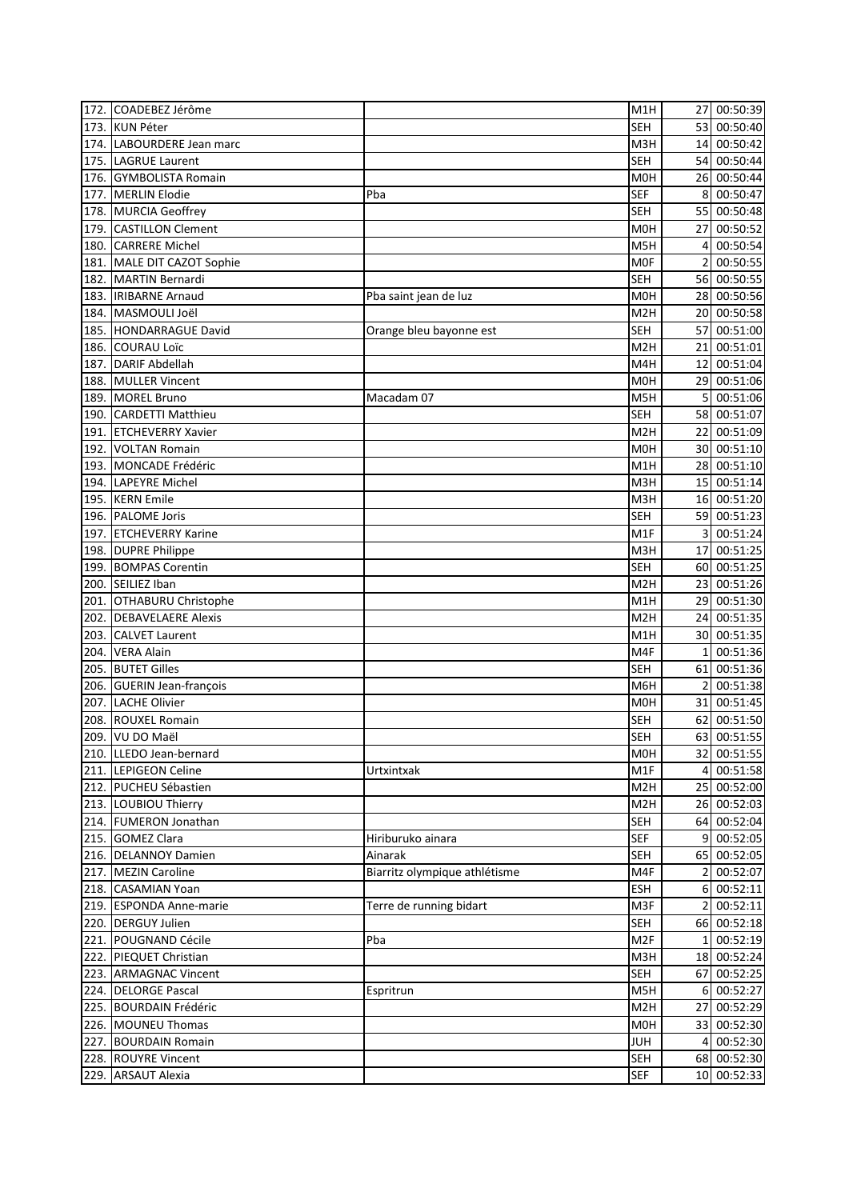| | | | | | |
|---|---|---|---|---|---|
| 172. | COADEBEZ Jérôme | | M1H | 27 | 00:50:39 |
| 173. | KUN Péter | | SEH | 53 | 00:50:40 |
| 174. | LABOURDERE Jean marc | | M3H | 14 | 00:50:42 |
| 175. | LAGRUE Laurent | | SEH | 54 | 00:50:44 |
| 176. | GYMBOLISTA Romain | | M0H | 26 | 00:50:44 |
| 177. | MERLIN Elodie | Pba | SEF | 8 | 00:50:47 |
| 178. | MURCIA Geoffrey | | SEH | 55 | 00:50:48 |
| 179. | CASTILLON Clement | | M0H | 27 | 00:50:52 |
| 180. | CARRERE Michel | | M5H | 4 | 00:50:54 |
| 181. | MALE DIT CAZOT Sophie | | M0F | 2 | 00:50:55 |
| 182. | MARTIN Bernardi | | SEH | 56 | 00:50:55 |
| 183. | IRIBARNE Arnaud | Pba saint jean de luz | M0H | 28 | 00:50:56 |
| 184. | MASMOULI Joël | | M2H | 20 | 00:50:58 |
| 185. | HONDARRAGUE David | Orange bleu bayonne est | SEH | 57 | 00:51:00 |
| 186. | COURAU Loïc | | M2H | 21 | 00:51:01 |
| 187. | DARIF Abdellah | | M4H | 12 | 00:51:04 |
| 188. | MULLER Vincent | | M0H | 29 | 00:51:06 |
| 189. | MOREL Bruno | Macadam 07 | M5H | 5 | 00:51:06 |
| 190. | CARDETTI Matthieu | | SEH | 58 | 00:51:07 |
| 191. | ETCHEVERRY Xavier | | M2H | 22 | 00:51:09 |
| 192. | VOLTAN Romain | | M0H | 30 | 00:51:10 |
| 193. | MONCADE Frédéric | | M1H | 28 | 00:51:10 |
| 194. | LAPEYRE Michel | | M3H | 15 | 00:51:14 |
| 195. | KERN Emile | | M3H | 16 | 00:51:20 |
| 196. | PALOME Joris | | SEH | 59 | 00:51:23 |
| 197. | ETCHEVERRY Karine | | M1F | 3 | 00:51:24 |
| 198. | DUPRE Philippe | | M3H | 17 | 00:51:25 |
| 199. | BOMPAS Corentin | | SEH | 60 | 00:51:25 |
| 200. | SEILIEZ Iban | | M2H | 23 | 00:51:26 |
| 201. | OTHABURU Christophe | | M1H | 29 | 00:51:30 |
| 202. | DEBAVELAERE Alexis | | M2H | 24 | 00:51:35 |
| 203. | CALVET Laurent | | M1H | 30 | 00:51:35 |
| 204. | VERA Alain | | M4F | 1 | 00:51:36 |
| 205. | BUTET Gilles | | SEH | 61 | 00:51:36 |
| 206. | GUERIN Jean-françois | | M6H | 2 | 00:51:38 |
| 207. | LACHE Olivier | | M0H | 31 | 00:51:45 |
| 208. | ROUXEL Romain | | SEH | 62 | 00:51:50 |
| 209. | VU DO Maël | | SEH | 63 | 00:51:55 |
| 210. | LLEDO Jean-bernard | | M0H | 32 | 00:51:55 |
| 211. | LEPIGEON Celine | Urtxintxak | M1F | 4 | 00:51:58 |
| 212. | PUCHEU Sébastien | | M2H | 25 | 00:52:00 |
| 213. | LOUBIOU Thierry | | M2H | 26 | 00:52:03 |
| 214. | FUMERON Jonathan | | SEH | 64 | 00:52:04 |
| 215. | GOMEZ Clara | Hiriburuko ainara | SEF | 9 | 00:52:05 |
| 216. | DELANNOY Damien | Ainarak | SEH | 65 | 00:52:05 |
| 217. | MEZIN Caroline | Biarritz olympique athlétisme | M4F | 2 | 00:52:07 |
| 218. | CASAMIAN Yoan | | ESH | 6 | 00:52:11 |
| 219. | ESPONDA Anne-marie | Terre de running bidart | M3F | 2 | 00:52:11 |
| 220. | DERGUY Julien | | SEH | 66 | 00:52:18 |
| 221. | POUGNAND Cécile | Pba | M2F | 1 | 00:52:19 |
| 222. | PIEQUET Christian | | M3H | 18 | 00:52:24 |
| 223. | ARMAGNAC Vincent | | SEH | 67 | 00:52:25 |
| 224. | DELORGE Pascal | Espritrun | M5H | 6 | 00:52:27 |
| 225. | BOURDAIN Frédéric | | M2H | 27 | 00:52:29 |
| 226. | MOUNEU Thomas | | M0H | 33 | 00:52:30 |
| 227. | BOURDAIN Romain | | JUH | 4 | 00:52:30 |
| 228. | ROUYRE Vincent | | SEH | 68 | 00:52:30 |
| 229. | ARSAUT Alexia | | SEF | 10 | 00:52:33 |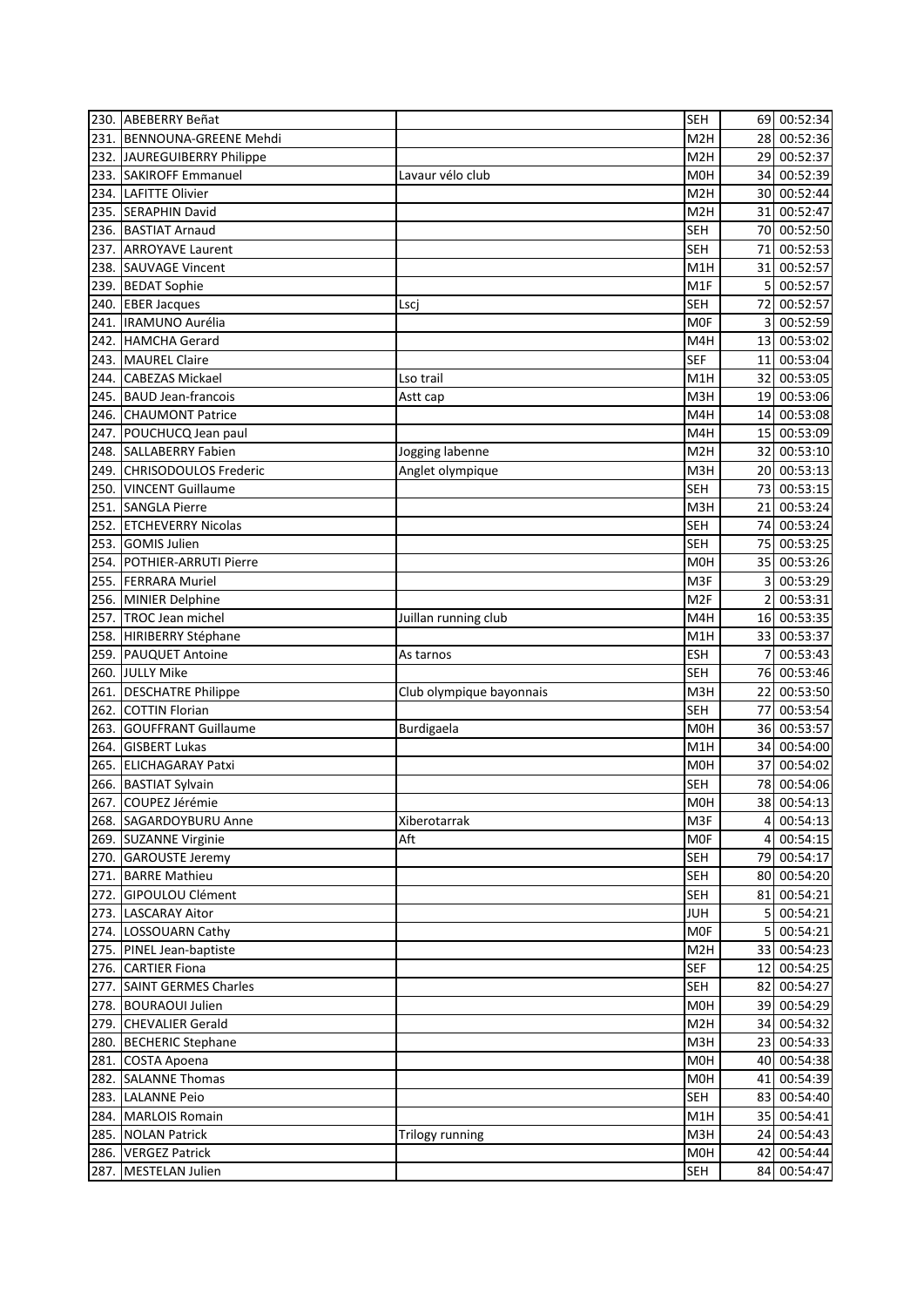| | | | | | |
|---|---|---|---|---|---|
| 230. | ABEBERRY Beñat | | SEH | 69 | 00:52:34 |
| 231. | BENNOUNA-GREENE Mehdi | | M2H | 28 | 00:52:36 |
| 232. | JAUREGUIBERRY Philippe | | M2H | 29 | 00:52:37 |
| 233. | SAKIROFF Emmanuel | Lavaur vélo club | M0H | 34 | 00:52:39 |
| 234. | LAFITTE Olivier | | M2H | 30 | 00:52:44 |
| 235. | SERAPHIN David | | M2H | 31 | 00:52:47 |
| 236. | BASTIAT Arnaud | | SEH | 70 | 00:52:50 |
| 237. | ARROYAVE Laurent | | SEH | 71 | 00:52:53 |
| 238. | SAUVAGE Vincent | | M1H | 31 | 00:52:57 |
| 239. | BEDAT Sophie | | M1F | 5 | 00:52:57 |
| 240. | EBER Jacques | Lscj | SEH | 72 | 00:52:57 |
| 241. | IRAMUNO Aurélia | | M0F | 3 | 00:52:59 |
| 242. | HAMCHA Gerard | | M4H | 13 | 00:53:02 |
| 243. | MAUREL Claire | | SEF | 11 | 00:53:04 |
| 244. | CABEZAS Mickael | Lso trail | M1H | 32 | 00:53:05 |
| 245. | BAUD Jean-francois | Astt cap | M3H | 19 | 00:53:06 |
| 246. | CHAUMONT Patrice | | M4H | 14 | 00:53:08 |
| 247. | POUCHUCQ Jean paul | | M4H | 15 | 00:53:09 |
| 248. | SALLABERRY Fabien | Jogging labenne | M2H | 32 | 00:53:10 |
| 249. | CHRISODOULOS Frederic | Anglet olympique | M3H | 20 | 00:53:13 |
| 250. | VINCENT Guillaume | | SEH | 73 | 00:53:15 |
| 251. | SANGLA Pierre | | M3H | 21 | 00:53:24 |
| 252. | ETCHEVERRY Nicolas | | SEH | 74 | 00:53:24 |
| 253. | GOMIS Julien | | SEH | 75 | 00:53:25 |
| 254. | POTHIER-ARRUTI Pierre | | M0H | 35 | 00:53:26 |
| 255. | FERRARA Muriel | | M3F | 3 | 00:53:29 |
| 256. | MINIER Delphine | | M2F | 2 | 00:53:31 |
| 257. | TROC Jean michel | Juillan running club | M4H | 16 | 00:53:35 |
| 258. | HIRIBERRY Stéphane | | M1H | 33 | 00:53:37 |
| 259. | PAUQUET Antoine | As tarnos | ESH | 7 | 00:53:43 |
| 260. | JULLY Mike | | SEH | 76 | 00:53:46 |
| 261. | DESCHATRE Philippe | Club olympique bayonnais | M3H | 22 | 00:53:50 |
| 262. | COTTIN Florian | | SEH | 77 | 00:53:54 |
| 263. | GOUFFRANT Guillaume | Burdigaela | M0H | 36 | 00:53:57 |
| 264. | GISBERT Lukas | | M1H | 34 | 00:54:00 |
| 265. | ELICHAGARAY Patxi | | M0H | 37 | 00:54:02 |
| 266. | BASTIAT Sylvain | | SEH | 78 | 00:54:06 |
| 267. | COUPEZ Jérémie | | M0H | 38 | 00:54:13 |
| 268. | SAGARDOYBURU Anne | Xiberotarrak | M3F | 4 | 00:54:13 |
| 269. | SUZANNE Virginie | Aft | M0F | 4 | 00:54:15 |
| 270. | GAROUSTE Jeremy | | SEH | 79 | 00:54:17 |
| 271. | BARRE Mathieu | | SEH | 80 | 00:54:20 |
| 272. | GIPOULOU Clément | | SEH | 81 | 00:54:21 |
| 273. | LASCARAY Aitor | | JUH | 5 | 00:54:21 |
| 274. | LOSSOUARN Cathy | | M0F | 5 | 00:54:21 |
| 275. | PINEL Jean-baptiste | | M2H | 33 | 00:54:23 |
| 276. | CARTIER Fiona | | SEF | 12 | 00:54:25 |
| 277. | SAINT GERMES Charles | | SEH | 82 | 00:54:27 |
| 278. | BOURAOUI Julien | | M0H | 39 | 00:54:29 |
| 279. | CHEVALIER Gerald | | M2H | 34 | 00:54:32 |
| 280. | BECHERIC Stephane | | M3H | 23 | 00:54:33 |
| 281. | COSTA Apoena | | M0H | 40 | 00:54:38 |
| 282. | SALANNE Thomas | | M0H | 41 | 00:54:39 |
| 283. | LALANNE Peio | | SEH | 83 | 00:54:40 |
| 284. | MARLOIS Romain | | M1H | 35 | 00:54:41 |
| 285. | NOLAN Patrick | Trilogy running | M3H | 24 | 00:54:43 |
| 286. | VERGEZ Patrick | | M0H | 42 | 00:54:44 |
| 287. | MESTELAN Julien | | SEH | 84 | 00:54:47 |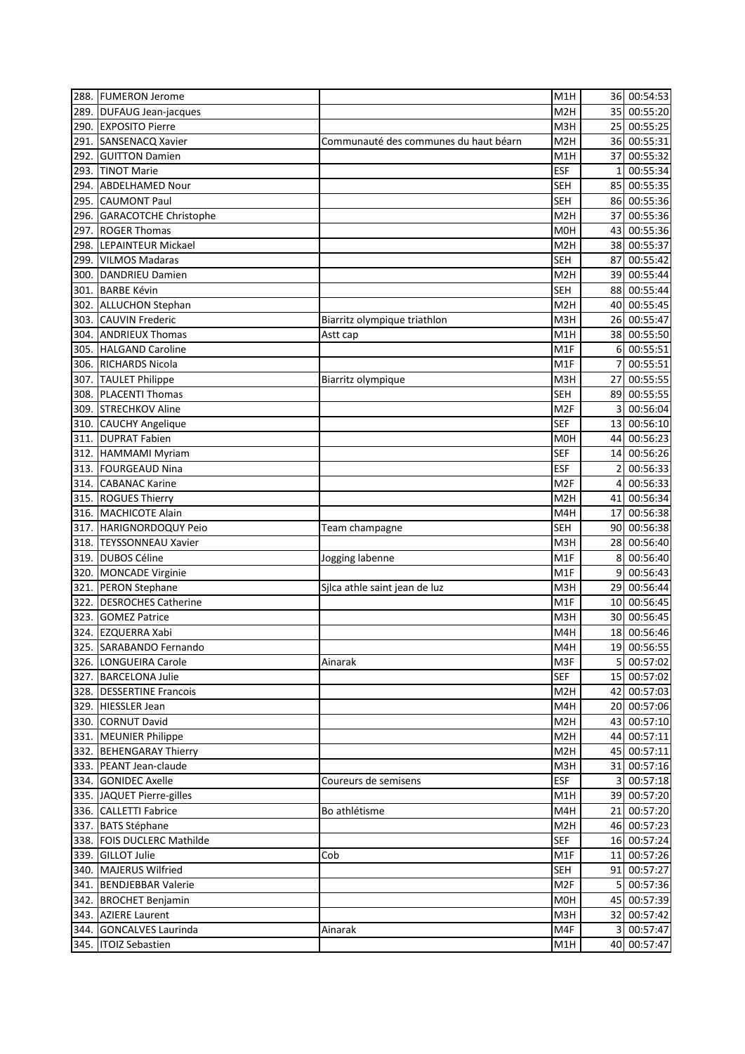| | | | | | |
|---|---|---|---|---|---|
| 288. | FUMERON Jerome | | M1H | 36 | 00:54:53 |
| 289. | DUFAUG Jean-jacques | | M2H | 35 | 00:55:20 |
| 290. | EXPOSITO Pierre | | M3H | 25 | 00:55:25 |
| 291. | SANSENACQ Xavier | Communauté des communes du haut béarn | M2H | 36 | 00:55:31 |
| 292. | GUITTON Damien | | M1H | 37 | 00:55:32 |
| 293. | TINOT Marie | | ESF | 1 | 00:55:34 |
| 294. | ABDELHAMED Nour | | SEH | 85 | 00:55:35 |
| 295. | CAUMONT Paul | | SEH | 86 | 00:55:36 |
| 296. | GARACOTCHE Christophe | | M2H | 37 | 00:55:36 |
| 297. | ROGER Thomas | | M0H | 43 | 00:55:36 |
| 298. | LEPAINTEUR Mickael | | M2H | 38 | 00:55:37 |
| 299. | VILMOS Madaras | | SEH | 87 | 00:55:42 |
| 300. | DANDRIEU Damien | | M2H | 39 | 00:55:44 |
| 301. | BARBE Kévin | | SEH | 88 | 00:55:44 |
| 302. | ALLUCHON Stephan | | M2H | 40 | 00:55:45 |
| 303. | CAUVIN Frederic | Biarritz olympique triathlon | M3H | 26 | 00:55:47 |
| 304. | ANDRIEUX Thomas | Astt cap | M1H | 38 | 00:55:50 |
| 305. | HALGAND Caroline | | M1F | 6 | 00:55:51 |
| 306. | RICHARDS Nicola | | M1F | 7 | 00:55:51 |
| 307. | TAULET Philippe | Biarritz olympique | M3H | 27 | 00:55:55 |
| 308. | PLACENTI Thomas | | SEH | 89 | 00:55:55 |
| 309. | STRECHKOV Aline | | M2F | 3 | 00:56:04 |
| 310. | CAUCHY Angelique | | SEF | 13 | 00:56:10 |
| 311. | DUPRAT Fabien | | M0H | 44 | 00:56:23 |
| 312. | HAMMAMI Myriam | | SEF | 14 | 00:56:26 |
| 313. | FOURGEAUD Nina | | ESF | 2 | 00:56:33 |
| 314. | CABANAC Karine | | M2F | 4 | 00:56:33 |
| 315. | ROGUES Thierry | | M2H | 41 | 00:56:34 |
| 316. | MACHICOTE Alain | | M4H | 17 | 00:56:38 |
| 317. | HARIGNORDOQUY Peio | Team champagne | SEH | 90 | 00:56:38 |
| 318. | TEYSSONNEAU Xavier | | M3H | 28 | 00:56:40 |
| 319. | DUBOS Céline | Jogging labenne | M1F | 8 | 00:56:40 |
| 320. | MONCADE Virginie | | M1F | 9 | 00:56:43 |
| 321. | PERON Stephane | Sjlca athle saint jean de luz | M3H | 29 | 00:56:44 |
| 322. | DESROCHES Catherine | | M1F | 10 | 00:56:45 |
| 323. | GOMEZ Patrice | | M3H | 30 | 00:56:45 |
| 324. | EZQUERRA Xabi | | M4H | 18 | 00:56:46 |
| 325. | SARABANDO Fernando | | M4H | 19 | 00:56:55 |
| 326. | LONGUEIRA Carole | Ainarak | M3F | 5 | 00:57:02 |
| 327. | BARCELONA Julie | | SEF | 15 | 00:57:02 |
| 328. | DESSERTINE Francois | | M2H | 42 | 00:57:03 |
| 329. | HIESSLER Jean | | M4H | 20 | 00:57:06 |
| 330. | CORNUT David | | M2H | 43 | 00:57:10 |
| 331. | MEUNIER Philippe | | M2H | 44 | 00:57:11 |
| 332. | BEHENGARAY Thierry | | M2H | 45 | 00:57:11 |
| 333. | PEANT Jean-claude | | M3H | 31 | 00:57:16 |
| 334. | GONIDEC Axelle | Coureurs de semisens | ESF | 3 | 00:57:18 |
| 335. | JAQUET Pierre-gilles | | M1H | 39 | 00:57:20 |
| 336. | CALLETTI Fabrice | Bo athlétisme | M4H | 21 | 00:57:20 |
| 337. | BATS Stéphane | | M2H | 46 | 00:57:23 |
| 338. | FOIS DUCLERC Mathilde | | SEF | 16 | 00:57:24 |
| 339. | GILLOT Julie | Cob | M1F | 11 | 00:57:26 |
| 340. | MAJERUS Wilfried | | SEH | 91 | 00:57:27 |
| 341. | BENDJEBBAR Valerie | | M2F | 5 | 00:57:36 |
| 342. | BROCHET Benjamin | | M0H | 45 | 00:57:39 |
| 343. | AZIERE Laurent | | M3H | 32 | 00:57:42 |
| 344. | GONCALVES Laurinda | Ainarak | M4F | 3 | 00:57:47 |
| 345. | ITOIZ Sebastien | | M1H | 40 | 00:57:47 |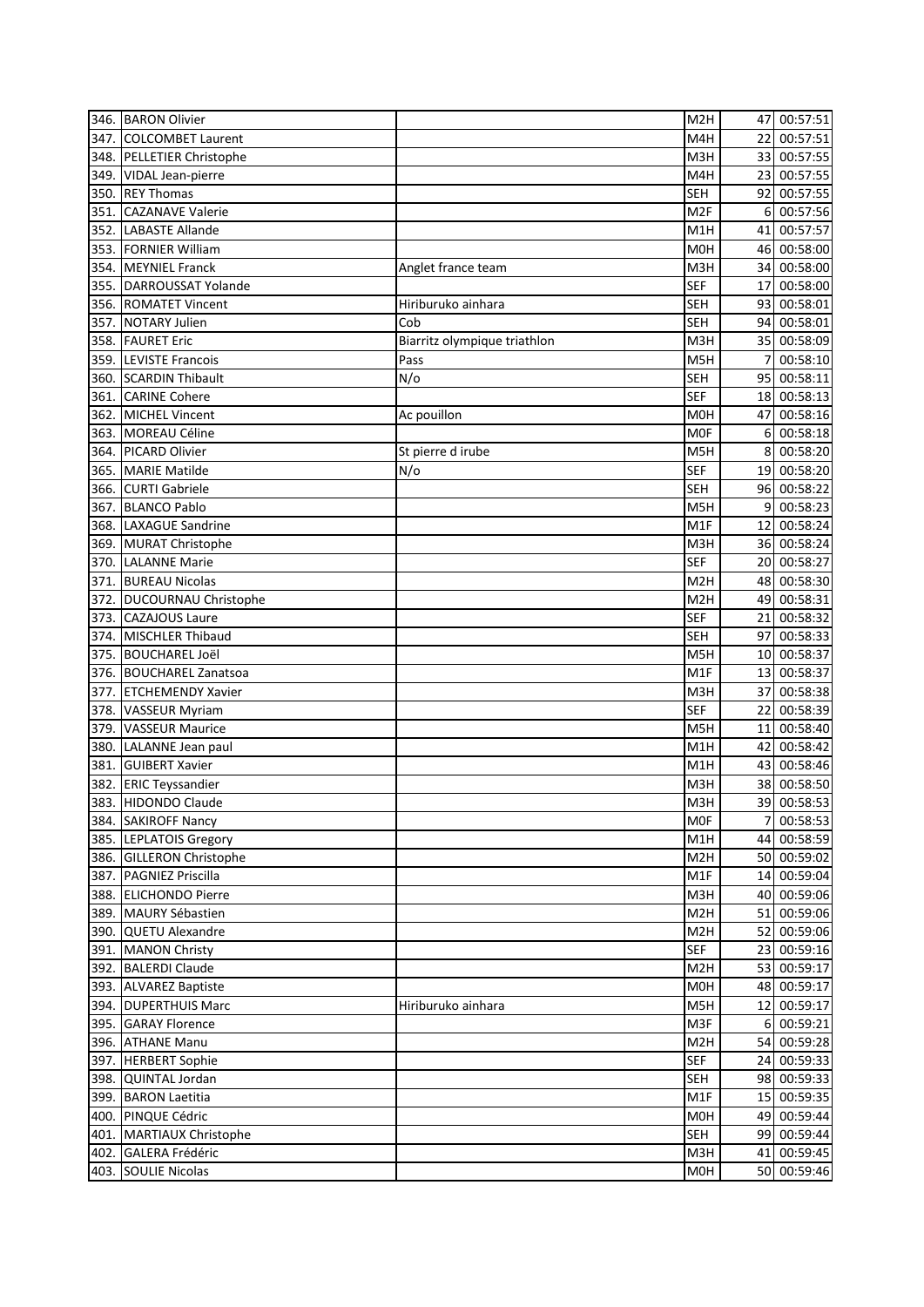| | | | | | |
|---|---|---|---|---|---|
| 346. | BARON Olivier | | M2H | 47 | 00:57:51 |
| 347. | COLCOMBET Laurent | | M4H | 22 | 00:57:51 |
| 348. | PELLETIER Christophe | | M3H | 33 | 00:57:55 |
| 349. | VIDAL Jean-pierre | | M4H | 23 | 00:57:55 |
| 350. | REY Thomas | | SEH | 92 | 00:57:55 |
| 351. | CAZANAVE Valerie | | M2F | 6 | 00:57:56 |
| 352. | LABASTE Allande | | M1H | 41 | 00:57:57 |
| 353. | FORNIER William | | M0H | 46 | 00:58:00 |
| 354. | MEYNIEL Franck | Anglet france team | M3H | 34 | 00:58:00 |
| 355. | DARROUSSAT Yolande | | SEF | 17 | 00:58:00 |
| 356. | ROMATET Vincent | Hiriburuko ainhara | SEH | 93 | 00:58:01 |
| 357. | NOTARY Julien | Cob | SEH | 94 | 00:58:01 |
| 358. | FAURET Eric | Biarritz olympique triathlon | M3H | 35 | 00:58:09 |
| 359. | LEVISTE Francois | Pass | M5H | 7 | 00:58:10 |
| 360. | SCARDIN Thibault | N/o | SEH | 95 | 00:58:11 |
| 361. | CARINE Cohere | | SEF | 18 | 00:58:13 |
| 362. | MICHEL Vincent | Ac pouillon | M0H | 47 | 00:58:16 |
| 363. | MOREAU Céline | | M0F | 6 | 00:58:18 |
| 364. | PICARD Olivier | St pierre d irube | M5H | 8 | 00:58:20 |
| 365. | MARIE Matilde | N/o | SEF | 19 | 00:58:20 |
| 366. | CURTI Gabriele | | SEH | 96 | 00:58:22 |
| 367. | BLANCO Pablo | | M5H | 9 | 00:58:23 |
| 368. | LAXAGUE Sandrine | | M1F | 12 | 00:58:24 |
| 369. | MURAT Christophe | | M3H | 36 | 00:58:24 |
| 370. | LALANNE Marie | | SEF | 20 | 00:58:27 |
| 371. | BUREAU Nicolas | | M2H | 48 | 00:58:30 |
| 372. | DUCOURNAU Christophe | | M2H | 49 | 00:58:31 |
| 373. | CAZAJOUS Laure | | SEF | 21 | 00:58:32 |
| 374. | MISCHLER Thibaud | | SEH | 97 | 00:58:33 |
| 375. | BOUCHAREL Joël | | M5H | 10 | 00:58:37 |
| 376. | BOUCHAREL Zanatsoa | | M1F | 13 | 00:58:37 |
| 377. | ETCHEMENDY Xavier | | M3H | 37 | 00:58:38 |
| 378. | VASSEUR Myriam | | SEF | 22 | 00:58:39 |
| 379. | VASSEUR Maurice | | M5H | 11 | 00:58:40 |
| 380. | LALANNE Jean paul | | M1H | 42 | 00:58:42 |
| 381. | GUIBERT Xavier | | M1H | 43 | 00:58:46 |
| 382. | ERIC Teyssandier | | M3H | 38 | 00:58:50 |
| 383. | HIDONDO Claude | | M3H | 39 | 00:58:53 |
| 384. | SAKIROFF Nancy | | M0F | 7 | 00:58:53 |
| 385. | LEPLATOIS Gregory | | M1H | 44 | 00:58:59 |
| 386. | GILLERON Christophe | | M2H | 50 | 00:59:02 |
| 387. | PAGNIEZ Priscilla | | M1F | 14 | 00:59:04 |
| 388. | ELICHONDO Pierre | | M3H | 40 | 00:59:06 |
| 389. | MAURY Sébastien | | M2H | 51 | 00:59:06 |
| 390. | QUETU Alexandre | | M2H | 52 | 00:59:06 |
| 391. | MANON Christy | | SEF | 23 | 00:59:16 |
| 392. | BALERDI Claude | | M2H | 53 | 00:59:17 |
| 393. | ALVAREZ Baptiste | | M0H | 48 | 00:59:17 |
| 394. | DUPERTHUIS Marc | Hiriburuko ainhara | M5H | 12 | 00:59:17 |
| 395. | GARAY Florence | | M3F | 6 | 00:59:21 |
| 396. | ATHANE Manu | | M2H | 54 | 00:59:28 |
| 397. | HERBERT Sophie | | SEF | 24 | 00:59:33 |
| 398. | QUINTAL Jordan | | SEH | 98 | 00:59:33 |
| 399. | BARON Laetitia | | M1F | 15 | 00:59:35 |
| 400. | PINQUE Cédric | | M0H | 49 | 00:59:44 |
| 401. | MARTIAUX Christophe | | SEH | 99 | 00:59:44 |
| 402. | GALERA Frédéric | | M3H | 41 | 00:59:45 |
| 403. | SOULIE Nicolas | | M0H | 50 | 00:59:46 |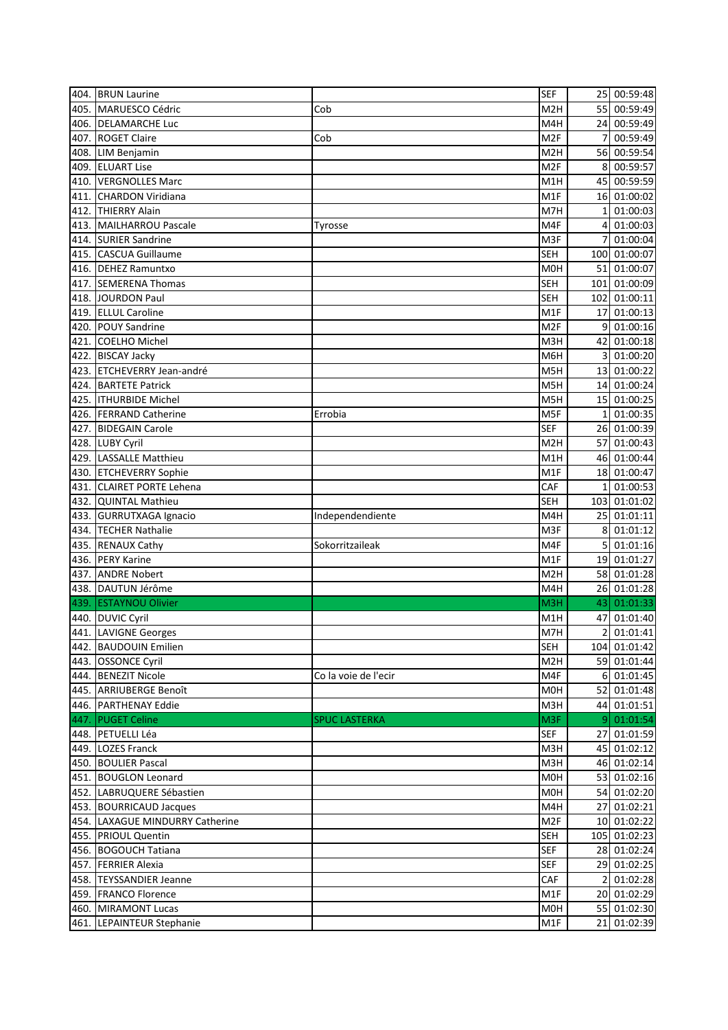| 404. | BRUN Laurine | | SEF | 25 | 00:59:48 |
|---|---|---|---|---|---|
| 405. | MARUESCO Cédric | Cob | M2H | 55 | 00:59:49 |
| 406. | DELAMARCHE Luc | | M4H | 24 | 00:59:49 |
| 407. | ROGET Claire | Cob | M2F | 7 | 00:59:49 |
| 408. | LIM Benjamin | | M2H | 56 | 00:59:54 |
| 409. | ELUART Lise | | M2F | 8 | 00:59:57 |
| 410. | VERGNOLLES Marc | | M1H | 45 | 00:59:59 |
| 411. | CHARDON Viridiana | | M1F | 16 | 01:00:02 |
| 412. | THIERRY Alain | | M7H | 1 | 01:00:03 |
| 413. | MAILHARROU Pascale | Tyrosse | M4F | 4 | 01:00:03 |
| 414. | SURIER Sandrine | | M3F | 7 | 01:00:04 |
| 415. | CASCUA Guillaume | | SEH | 100 | 01:00:07 |
| 416. | DEHEZ Ramuntxo | | M0H | 51 | 01:00:07 |
| 417. | SEMERENA Thomas | | SEH | 101 | 01:00:09 |
| 418. | JOURDON Paul | | SEH | 102 | 01:00:11 |
| 419. | ELLUL Caroline | | M1F | 17 | 01:00:13 |
| 420. | POUY Sandrine | | M2F | 9 | 01:00:16 |
| 421. | COELHO Michel | | M3H | 42 | 01:00:18 |
| 422. | BISCAY Jacky | | M6H | 3 | 01:00:20 |
| 423. | ETCHEVERRY Jean-andré | | M5H | 13 | 01:00:22 |
| 424. | BARTETE Patrick | | M5H | 14 | 01:00:24 |
| 425. | ITHURBIDE Michel | | M5H | 15 | 01:00:25 |
| 426. | FERRAND Catherine | Errobia | M5F | 1 | 01:00:35 |
| 427. | BIDEGAIN Carole | | SEF | 26 | 01:00:39 |
| 428. | LUBY Cyril | | M2H | 57 | 01:00:43 |
| 429. | LASSALLE Matthieu | | M1H | 46 | 01:00:44 |
| 430. | ETCHEVERRY Sophie | | M1F | 18 | 01:00:47 |
| 431. | CLAIRET PORTE Lehena | | CAF | 1 | 01:00:53 |
| 432. | QUINTAL Mathieu | | SEH | 103 | 01:01:02 |
| 433. | GURRUTXAGA Ignacio | Independendiente | M4H | 25 | 01:01:11 |
| 434. | TECHER Nathalie | | M3F | 8 | 01:01:12 |
| 435. | RENAUX Cathy | Sokorritzaileak | M4F | 5 | 01:01:16 |
| 436. | PERY Karine | | M1F | 19 | 01:01:27 |
| 437. | ANDRE Nobert | | M2H | 58 | 01:01:28 |
| 438. | DAUTUN Jérôme | | M4H | 26 | 01:01:28 |
| 439. | ESTAYNOU Olivier | | M3H | 43 | 01:01:33 |
| 440. | DUVIC Cyril | | M1H | 47 | 01:01:40 |
| 441. | LAVIGNE Georges | | M7H | 2 | 01:01:41 |
| 442. | BAUDOUIN Emilien | | SEH | 104 | 01:01:42 |
| 443. | OSSONCE Cyril | | M2H | 59 | 01:01:44 |
| 444. | BENEZIT Nicole | Co la voie de l'ecir | M4F | 6 | 01:01:45 |
| 445. | ARRIUBERGE Benoît | | M0H | 52 | 01:01:48 |
| 446. | PARTHENAY Eddie | | M3H | 44 | 01:01:51 |
| 447. | PUGET Celine | SPUC LASTERKA | M3F | 9 | 01:01:54 |
| 448. | PETUELLI Léa | | SEF | 27 | 01:01:59 |
| 449. | LOZES Franck | | M3H | 45 | 01:02:12 |
| 450. | BOULIER Pascal | | M3H | 46 | 01:02:14 |
| 451. | BOUGLON Leonard | | M0H | 53 | 01:02:16 |
| 452. | LABRUQUERE Sébastien | | M0H | 54 | 01:02:20 |
| 453. | BOURRICAUD Jacques | | M4H | 27 | 01:02:21 |
| 454. | LAXAGUE MINDURRY Catherine | | M2F | 10 | 01:02:22 |
| 455. | PRIOUL Quentin | | SEH | 105 | 01:02:23 |
| 456. | BOGOUCH Tatiana | | SEF | 28 | 01:02:24 |
| 457. | FERRIER Alexia | | SEF | 29 | 01:02:25 |
| 458. | TEYSSANDIER Jeanne | | CAF | 2 | 01:02:28 |
| 459. | FRANCO Florence | | M1F | 20 | 01:02:29 |
| 460. | MIRAMONT Lucas | | M0H | 55 | 01:02:30 |
| 461. | LEPAINTEUR Stephanie | | M1F | 21 | 01:02:39 |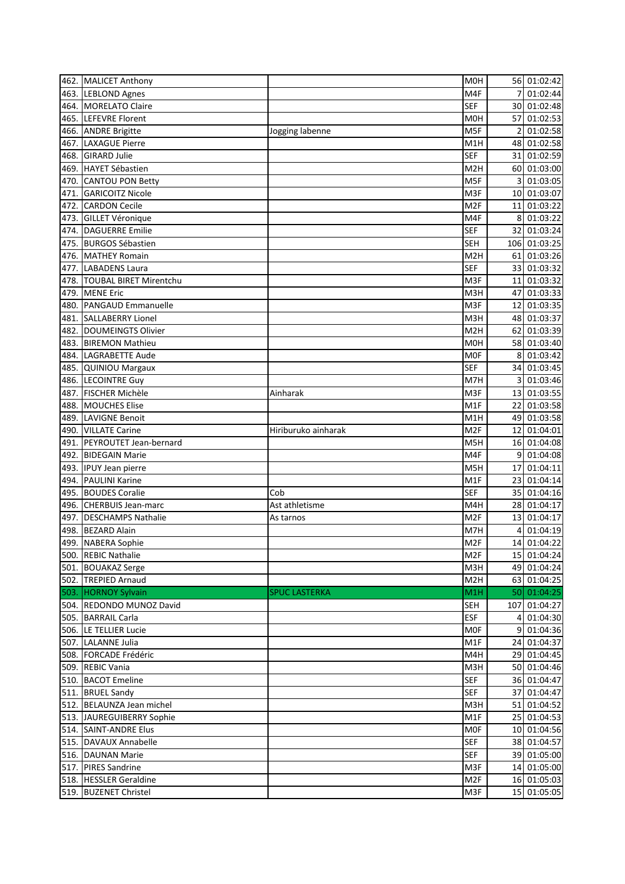| | | | | | |
|---|---|---|---|---|---|
| 462. | MALICET Anthony | | M0H | 56 | 01:02:42 |
| 463. | LEBLOND Agnes | | M4F | 7 | 01:02:44 |
| 464. | MORELATO Claire | | SEF | 30 | 01:02:48 |
| 465. | LEFEVRE Florent | | M0H | 57 | 01:02:53 |
| 466. | ANDRE Brigitte | Jogging labenne | M5F | 2 | 01:02:58 |
| 467. | LAXAGUE Pierre | | M1H | 48 | 01:02:58 |
| 468. | GIRARD Julie | | SEF | 31 | 01:02:59 |
| 469. | HAYET Sébastien | | M2H | 60 | 01:03:00 |
| 470. | CANTOU PON Betty | | M5F | 3 | 01:03:05 |
| 471. | GARICOITZ Nicole | | M3F | 10 | 01:03:07 |
| 472. | CARDON Cecile | | M2F | 11 | 01:03:22 |
| 473. | GILLET Véronique | | M4F | 8 | 01:03:22 |
| 474. | DAGUERRE Emilie | | SEF | 32 | 01:03:24 |
| 475. | BURGOS Sébastien | | SEH | 106 | 01:03:25 |
| 476. | MATHEY Romain | | M2H | 61 | 01:03:26 |
| 477. | LABADENS Laura | | SEF | 33 | 01:03:32 |
| 478. | TOUBAL BIRET Mirentchu | | M3F | 11 | 01:03:32 |
| 479. | MENE Eric | | M3H | 47 | 01:03:33 |
| 480. | PANGAUD Emmanuelle | | M3F | 12 | 01:03:35 |
| 481. | SALLABERRY Lionel | | M3H | 48 | 01:03:37 |
| 482. | DOUMEINGTS Olivier | | M2H | 62 | 01:03:39 |
| 483. | BIREMON Mathieu | | M0H | 58 | 01:03:40 |
| 484. | LAGRABETTE Aude | | M0F | 8 | 01:03:42 |
| 485. | QUINIOU Margaux | | SEF | 34 | 01:03:45 |
| 486. | LECOINTRE Guy | | M7H | 3 | 01:03:46 |
| 487. | FISCHER Michèle | Ainharak | M3F | 13 | 01:03:55 |
| 488. | MOUCHES Elise | | M1F | 22 | 01:03:58 |
| 489. | LAVIGNE Benoit | | M1H | 49 | 01:03:58 |
| 490. | VILLATE Carine | Hiriburuko ainharak | M2F | 12 | 01:04:01 |
| 491. | PEYROUTET Jean-bernard | | M5H | 16 | 01:04:08 |
| 492. | BIDEGAIN Marie | | M4F | 9 | 01:04:08 |
| 493. | IPUY Jean pierre | | M5H | 17 | 01:04:11 |
| 494. | PAULINI Karine | | M1F | 23 | 01:04:14 |
| 495. | BOUDES Coralie | Cob | SEF | 35 | 01:04:16 |
| 496. | CHERBUIS Jean-marc | Ast athletisme | M4H | 28 | 01:04:17 |
| 497. | DESCHAMPS Nathalie | As tarnos | M2F | 13 | 01:04:17 |
| 498. | BEZARD Alain | | M7H | 4 | 01:04:19 |
| 499. | NABERA Sophie | | M2F | 14 | 01:04:22 |
| 500. | REBIC Nathalie | | M2F | 15 | 01:04:24 |
| 501. | BOUAKAZ Serge | | M3H | 49 | 01:04:24 |
| 502. | TREPIED Arnaud | | M2H | 63 | 01:04:25 |
| 503. | HORNOY Sylvain | SPUC LASTERKA | M1H | 50 | 01:04:25 |
| 504. | REDONDO MUNOZ David | | SEH | 107 | 01:04:27 |
| 505. | BARRAIL Carla | | ESF | 4 | 01:04:30 |
| 506. | LE TELLIER Lucie | | M0F | 9 | 01:04:36 |
| 507. | LALANNE Julia | | M1F | 24 | 01:04:37 |
| 508. | FORCADE Frédéric | | M4H | 29 | 01:04:45 |
| 509. | REBIC Vania | | M3H | 50 | 01:04:46 |
| 510. | BACOT Emeline | | SEF | 36 | 01:04:47 |
| 511. | BRUEL Sandy | | SEF | 37 | 01:04:47 |
| 512. | BELAUNZA Jean michel | | M3H | 51 | 01:04:52 |
| 513. | JAUREGUIBERRY Sophie | | M1F | 25 | 01:04:53 |
| 514. | SAINT-ANDRE Elus | | M0F | 10 | 01:04:56 |
| 515. | DAVAUX Annabelle | | SEF | 38 | 01:04:57 |
| 516. | DAUNAN Marie | | SEF | 39 | 01:05:00 |
| 517. | PIRES Sandrine | | M3F | 14 | 01:05:00 |
| 518. | HESSLER Geraldine | | M2F | 16 | 01:05:03 |
| 519. | BUZENET Christel | | M3F | 15 | 01:05:05 |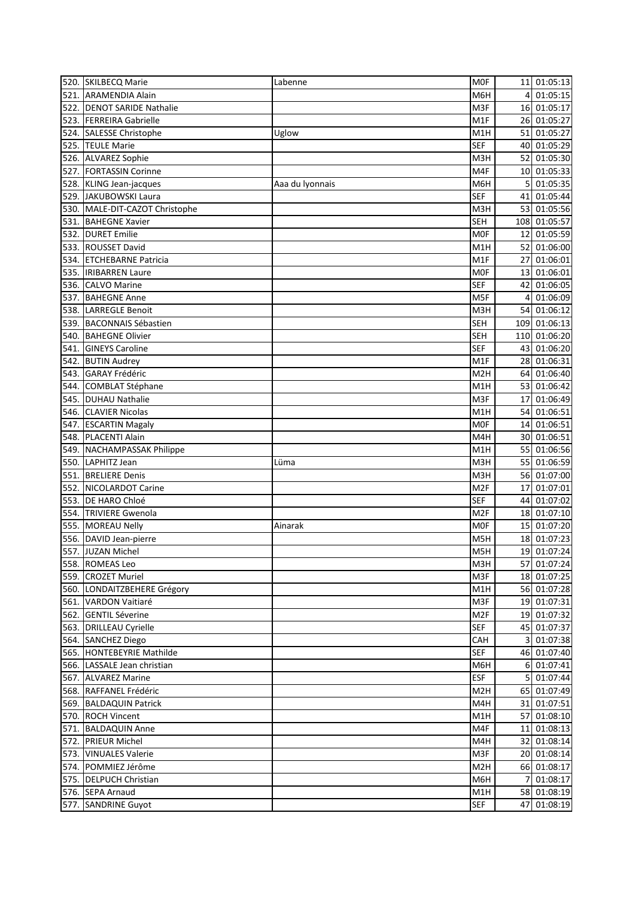| | | | | | |
|---|---|---|---|---|---|
| 520. | SKILBECQ Marie | Labenne | M0F | 11 | 01:05:13 |
| 521. | ARAMENDIA Alain | | M6H | 4 | 01:05:15 |
| 522. | DENOT SARIDE Nathalie | | M3F | 16 | 01:05:17 |
| 523. | FERREIRA Gabrielle | | M1F | 26 | 01:05:27 |
| 524. | SALESSE Christophe | Uglow | M1H | 51 | 01:05:27 |
| 525. | TEULE Marie | | SEF | 40 | 01:05:29 |
| 526. | ALVAREZ Sophie | | M3H | 52 | 01:05:30 |
| 527. | FORTASSIN Corinne | | M4F | 10 | 01:05:33 |
| 528. | KLING Jean-jacques | Aaa du lyonnais | M6H | 5 | 01:05:35 |
| 529. | JAKUBOWSKI Laura | | SEF | 41 | 01:05:44 |
| 530. | MALE-DIT-CAZOT Christophe | | M3H | 53 | 01:05:56 |
| 531. | BAHEGNE Xavier | | SEH | 108 | 01:05:57 |
| 532. | DURET Emilie | | M0F | 12 | 01:05:59 |
| 533. | ROUSSET David | | M1H | 52 | 01:06:00 |
| 534. | ETCHEBARNE Patricia | | M1F | 27 | 01:06:01 |
| 535. | IRIBARREN Laure | | M0F | 13 | 01:06:01 |
| 536. | CALVO Marine | | SEF | 42 | 01:06:05 |
| 537. | BAHEGNE Anne | | M5F | 4 | 01:06:09 |
| 538. | LARREGLE Benoit | | M3H | 54 | 01:06:12 |
| 539. | BACONNAIS Sébastien | | SEH | 109 | 01:06:13 |
| 540. | BAHEGNE Olivier | | SEH | 110 | 01:06:20 |
| 541. | GINEYS Caroline | | SEF | 43 | 01:06:20 |
| 542. | BUTIN Audrey | | M1F | 28 | 01:06:31 |
| 543. | GARAY Frédéric | | M2H | 64 | 01:06:40 |
| 544. | COMBLAT Stéphane | | M1H | 53 | 01:06:42 |
| 545. | DUHAU Nathalie | | M3F | 17 | 01:06:49 |
| 546. | CLAVIER Nicolas | | M1H | 54 | 01:06:51 |
| 547. | ESCARTIN Magaly | | M0F | 14 | 01:06:51 |
| 548. | PLACENTI Alain | | M4H | 30 | 01:06:51 |
| 549. | NACHAMPASSAK Philippe | | M1H | 55 | 01:06:56 |
| 550. | LAPHITZ Jean | Lüma | M3H | 55 | 01:06:59 |
| 551. | BRELIERE Denis | | M3H | 56 | 01:07:00 |
| 552. | NICOLARDOT Carine | | M2F | 17 | 01:07:01 |
| 553. | DE HARO Chloé | | SEF | 44 | 01:07:02 |
| 554. | TRIVIERE Gwenola | | M2F | 18 | 01:07:10 |
| 555. | MOREAU Nelly | Ainarak | M0F | 15 | 01:07:20 |
| 556. | DAVID Jean-pierre | | M5H | 18 | 01:07:23 |
| 557. | JUZAN Michel | | M5H | 19 | 01:07:24 |
| 558. | ROMEAS Leo | | M3H | 57 | 01:07:24 |
| 559. | CROZET Muriel | | M3F | 18 | 01:07:25 |
| 560. | LONDAITZBEHERE Grégory | | M1H | 56 | 01:07:28 |
| 561. | VARDON Vaitiaré | | M3F | 19 | 01:07:31 |
| 562. | GENTIL Séverine | | M2F | 19 | 01:07:32 |
| 563. | DRILLEAU Cyrielle | | SEF | 45 | 01:07:37 |
| 564. | SANCHEZ Diego | | CAH | 3 | 01:07:38 |
| 565. | HONTEBEYRIE Mathilde | | SEF | 46 | 01:07:40 |
| 566. | LASSALE Jean christian | | M6H | 6 | 01:07:41 |
| 567. | ALVAREZ Marine | | ESF | 5 | 01:07:44 |
| 568. | RAFFANEL Frédéric | | M2H | 65 | 01:07:49 |
| 569. | BALDAQUIN Patrick | | M4H | 31 | 01:07:51 |
| 570. | ROCH Vincent | | M1H | 57 | 01:08:10 |
| 571. | BALDAQUIN Anne | | M4F | 11 | 01:08:13 |
| 572. | PRIEUR Michel | | M4H | 32 | 01:08:14 |
| 573. | VINUALES Valerie | | M3F | 20 | 01:08:14 |
| 574. | POMMIEZ Jérôme | | M2H | 66 | 01:08:17 |
| 575. | DELPUCH Christian | | M6H | 7 | 01:08:17 |
| 576. | SEPA Arnaud | | M1H | 58 | 01:08:19 |
| 577. | SANDRINE Guyot | | SEF | 47 | 01:08:19 |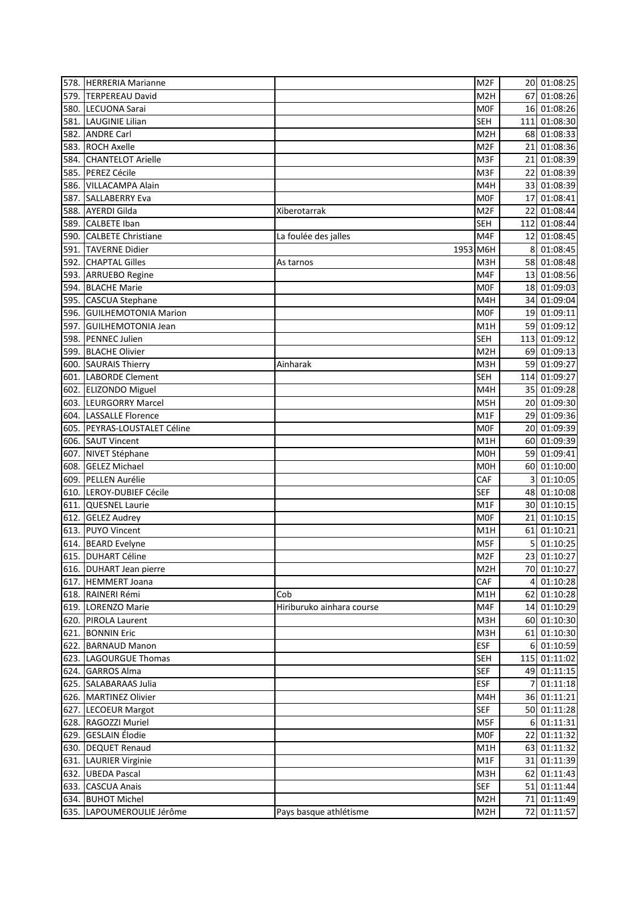| | | | | | |
|---|---|---|---|---|---|
| 578. | HERRERIA Marianne | | M2F | 20 | 01:08:25 |
| 579. | TERPEREAU David | | M2H | 67 | 01:08:26 |
| 580. | LECUONA Sarai | | M0F | 16 | 01:08:26 |
| 581. | LAUGINIE Lilian | | SEH | 111 | 01:08:30 |
| 582. | ANDRE Carl | | M2H | 68 | 01:08:33 |
| 583. | ROCH Axelle | | M2F | 21 | 01:08:36 |
| 584. | CHANTELOT Arielle | | M3F | 21 | 01:08:39 |
| 585. | PEREZ Cécile | | M3F | 22 | 01:08:39 |
| 586. | VILLACAMPA Alain | | M4H | 33 | 01:08:39 |
| 587. | SALLABERRY Eva | | M0F | 17 | 01:08:41 |
| 588. | AYERDI Gilda | Xiberotarrak | M2F | 22 | 01:08:44 |
| 589. | CALBETE Iban | | SEH | 112 | 01:08:44 |
| 590. | CALBETE Christiane | La foulée des jalles | M4F | 12 | 01:08:45 |
| 591. | TAVERNE Didier | 1953 | M6H | 8 | 01:08:45 |
| 592. | CHAPTAL Gilles | As tarnos | M3H | 58 | 01:08:48 |
| 593. | ARRUEBO Regine | | M4F | 13 | 01:08:56 |
| 594. | BLACHE Marie | | M0F | 18 | 01:09:03 |
| 595. | CASCUA Stephane | | M4H | 34 | 01:09:04 |
| 596. | GUILHEMOTONIA Marion | | M0F | 19 | 01:09:11 |
| 597. | GUILHEMOTONIA Jean | | M1H | 59 | 01:09:12 |
| 598. | PENNEC Julien | | SEH | 113 | 01:09:12 |
| 599. | BLACHE Olivier | | M2H | 69 | 01:09:13 |
| 600. | SAURAIS Thierry | Ainharak | M3H | 59 | 01:09:27 |
| 601. | LABORDE Clement | | SEH | 114 | 01:09:27 |
| 602. | ELIZONDO Miguel | | M4H | 35 | 01:09:28 |
| 603. | LEURGORRY Marcel | | M5H | 20 | 01:09:30 |
| 604. | LASSALLE Florence | | M1F | 29 | 01:09:36 |
| 605. | PEYRAS-LOUSTALET Céline | | M0F | 20 | 01:09:39 |
| 606. | SAUT Vincent | | M1H | 60 | 01:09:39 |
| 607. | NIVET Stéphane | | M0H | 59 | 01:09:41 |
| 608. | GELEZ Michael | | M0H | 60 | 01:10:00 |
| 609. | PELLEN Aurélie | | CAF | 3 | 01:10:05 |
| 610. | LEROY-DUBIEF Cécile | | SEF | 48 | 01:10:08 |
| 611. | QUESNEL Laurie | | M1F | 30 | 01:10:15 |
| 612. | GELEZ Audrey | | M0F | 21 | 01:10:15 |
| 613. | PUYO Vincent | | M1H | 61 | 01:10:21 |
| 614. | BEARD Evelyne | | M5F | 5 | 01:10:25 |
| 615. | DUHART Céline | | M2F | 23 | 01:10:27 |
| 616. | DUHART Jean pierre | | M2H | 70 | 01:10:27 |
| 617. | HEMMERT Joana | | CAF | 4 | 01:10:28 |
| 618. | RAINERI Rémi | Cob | M1H | 62 | 01:10:28 |
| 619. | LORENZO Marie | Hiriburuko ainhara course | M4F | 14 | 01:10:29 |
| 620. | PIROLA Laurent | | M3H | 60 | 01:10:30 |
| 621. | BONNIN Eric | | M3H | 61 | 01:10:30 |
| 622. | BARNAUD Manon | | ESF | 6 | 01:10:59 |
| 623. | LAGOURGUE Thomas | | SEH | 115 | 01:11:02 |
| 624. | GARROS Alma | | SEF | 49 | 01:11:15 |
| 625. | SALABARAAS Julia | | ESF | 7 | 01:11:18 |
| 626. | MARTINEZ Olivier | | M4H | 36 | 01:11:21 |
| 627. | LECOEUR Margot | | SEF | 50 | 01:11:28 |
| 628. | RAGOZZI Muriel | | M5F | 6 | 01:11:31 |
| 629. | GESLAIN Élodie | | M0F | 22 | 01:11:32 |
| 630. | DEQUET Renaud | | M1H | 63 | 01:11:32 |
| 631. | LAURIER Virginie | | M1F | 31 | 01:11:39 |
| 632. | UBEDA Pascal | | M3H | 62 | 01:11:43 |
| 633. | CASCUA Anais | | SEF | 51 | 01:11:44 |
| 634. | BUHOT Michel | | M2H | 71 | 01:11:49 |
| 635. | LAPOUMEROULIE Jérôme | Pays basque athlétisme | M2H | 72 | 01:11:57 |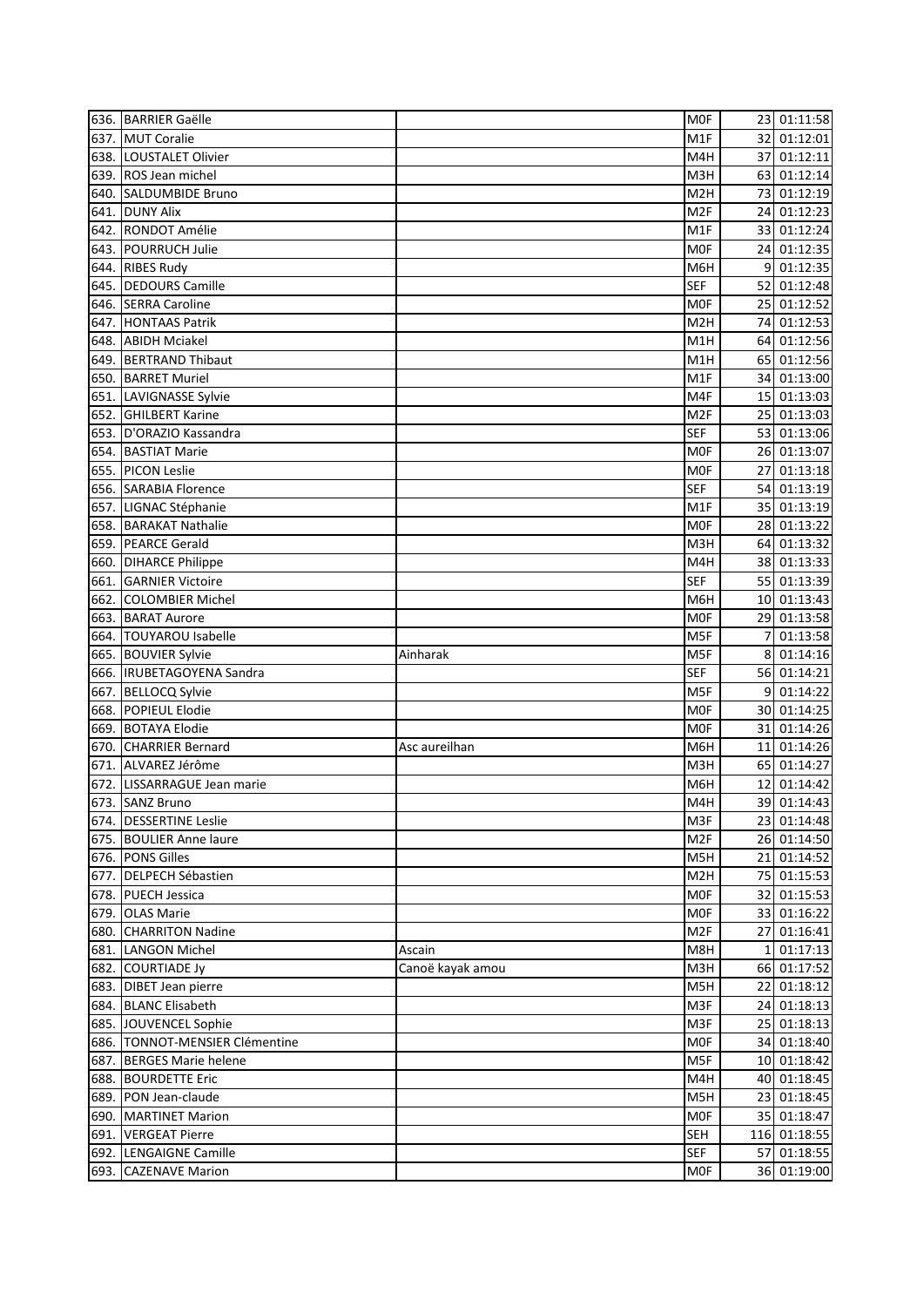| | | | | | |
|---|---|---|---|---|---|
| 636. | BARRIER Gaëlle | | M0F | 23 | 01:11:58 |
| 637. | MUT Coralie | | M1F | 32 | 01:12:01 |
| 638. | LOUSTALET Olivier | | M4H | 37 | 01:12:11 |
| 639. | ROS Jean michel | | M3H | 63 | 01:12:14 |
| 640. | SALDUMBIDE Bruno | | M2H | 73 | 01:12:19 |
| 641. | DUNY Alix | | M2F | 24 | 01:12:23 |
| 642. | RONDOT Amélie | | M1F | 33 | 01:12:24 |
| 643. | POURRUCH Julie | | M0F | 24 | 01:12:35 |
| 644. | RIBES Rudy | | M6H | 9 | 01:12:35 |
| 645. | DEDOURS Camille | | SEF | 52 | 01:12:48 |
| 646. | SERRA Caroline | | M0F | 25 | 01:12:52 |
| 647. | HONTAAS Patrik | | M2H | 74 | 01:12:53 |
| 648. | ABIDH Mciakel | | M1H | 64 | 01:12:56 |
| 649. | BERTRAND Thibaut | | M1H | 65 | 01:12:56 |
| 650. | BARRET Muriel | | M1F | 34 | 01:13:00 |
| 651. | LAVIGNASSE Sylvie | | M4F | 15 | 01:13:03 |
| 652. | GHILBERT Karine | | M2F | 25 | 01:13:03 |
| 653. | D'ORAZIO Kassandra | | SEF | 53 | 01:13:06 |
| 654. | BASTIAT Marie | | M0F | 26 | 01:13:07 |
| 655. | PICON Leslie | | M0F | 27 | 01:13:18 |
| 656. | SARABIA Florence | | SEF | 54 | 01:13:19 |
| 657. | LIGNAC Stéphanie | | M1F | 35 | 01:13:19 |
| 658. | BARAKAT Nathalie | | M0F | 28 | 01:13:22 |
| 659. | PEARCE Gerald | | M3H | 64 | 01:13:32 |
| 660. | DIHARCE Philippe | | M4H | 38 | 01:13:33 |
| 661. | GARNIER Victoire | | SEF | 55 | 01:13:39 |
| 662. | COLOMBIER Michel | | M6H | 10 | 01:13:43 |
| 663. | BARAT Aurore | | M0F | 29 | 01:13:58 |
| 664. | TOUYAROU Isabelle | | M5F | 7 | 01:13:58 |
| 665. | BOUVIER Sylvie | Ainharak | M5F | 8 | 01:14:16 |
| 666. | IRUBETAGOYENA Sandra | | SEF | 56 | 01:14:21 |
| 667. | BELLOCQ Sylvie | | M5F | 9 | 01:14:22 |
| 668. | POPIEUL Elodie | | M0F | 30 | 01:14:25 |
| 669. | BOTAYA Elodie | | M0F | 31 | 01:14:26 |
| 670. | CHARRIER Bernard | Asc aureilhan | M6H | 11 | 01:14:26 |
| 671. | ALVAREZ Jérôme | | M3H | 65 | 01:14:27 |
| 672. | LISSARRAGUE Jean marie | | M6H | 12 | 01:14:42 |
| 673. | SANZ Bruno | | M4H | 39 | 01:14:43 |
| 674. | DESSERTINE Leslie | | M3F | 23 | 01:14:48 |
| 675. | BOULIER Anne laure | | M2F | 26 | 01:14:50 |
| 676. | PONS Gilles | | M5H | 21 | 01:14:52 |
| 677. | DELPECH Sébastien | | M2H | 75 | 01:15:53 |
| 678. | PUECH Jessica | | M0F | 32 | 01:15:53 |
| 679. | OLAS Marie | | M0F | 33 | 01:16:22 |
| 680. | CHARRITON Nadine | | M2F | 27 | 01:16:41 |
| 681. | LANGON Michel | Ascain | M8H | 1 | 01:17:13 |
| 682. | COURTIADE Jy | Canoë kayak amou | M3H | 66 | 01:17:52 |
| 683. | DIBET Jean pierre | | M5H | 22 | 01:18:12 |
| 684. | BLANC Elisabeth | | M3F | 24 | 01:18:13 |
| 685. | JOUVENCEL Sophie | | M3F | 25 | 01:18:13 |
| 686. | TONNOT-MENSIER Clémentine | | M0F | 34 | 01:18:40 |
| 687. | BERGES Marie helene | | M5F | 10 | 01:18:42 |
| 688. | BOURDETTE Eric | | M4H | 40 | 01:18:45 |
| 689. | PON Jean-claude | | M5H | 23 | 01:18:45 |
| 690. | MARTINET Marion | | M0F | 35 | 01:18:47 |
| 691. | VERGEAT Pierre | | SEH | 116 | 01:18:55 |
| 692. | LENGAIGNE Camille | | SEF | 57 | 01:18:55 |
| 693. | CAZENAVE Marion | | M0F | 36 | 01:19:00 |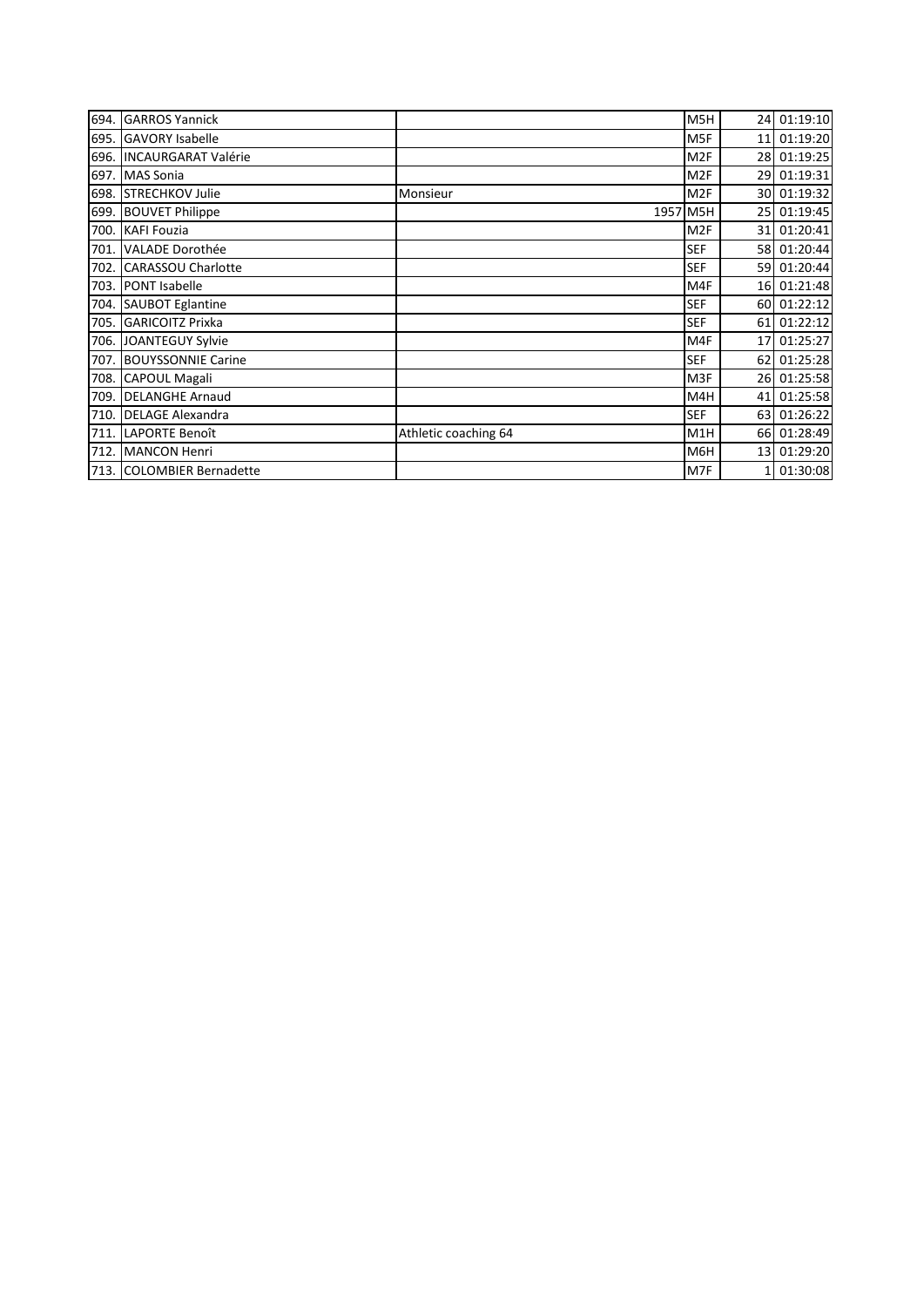| | | | | | | |
|---|---|---|---|---|---|---|
| 694. | GARROS Yannick | | | M5H | 24 | 01:19:10 |
| 695. | GAVORY Isabelle | | | M5F | 11 | 01:19:20 |
| 696. | INCAURGARAT Valérie | | | M2F | 28 | 01:19:25 |
| 697. | MAS Sonia | | | M2F | 29 | 01:19:31 |
| 698. | STRECHKOV Julie | Monsieur | | M2F | 30 | 01:19:32 |
| 699. | BOUVET Philippe | | 1957 | M5H | 25 | 01:19:45 |
| 700. | KAFI Fouzia | | | M2F | 31 | 01:20:41 |
| 701. | VALADE Dorothée | | | SEF | 58 | 01:20:44 |
| 702. | CARASSOU Charlotte | | | SEF | 59 | 01:20:44 |
| 703. | PONT Isabelle | | | M4F | 16 | 01:21:48 |
| 704. | SAUBOT Eglantine | | | SEF | 60 | 01:22:12 |
| 705. | GARICOITZ Prixka | | | SEF | 61 | 01:22:12 |
| 706. | JOANTEGUY Sylvie | | | M4F | 17 | 01:25:27 |
| 707. | BOUYSSONNIE Carine | | | SEF | 62 | 01:25:28 |
| 708. | CAPOUL Magali | | | M3F | 26 | 01:25:58 |
| 709. | DELANGHE Arnaud | | | M4H | 41 | 01:25:58 |
| 710. | DELAGE Alexandra | | | SEF | 63 | 01:26:22 |
| 711. | LAPORTE Benoît | Athletic coaching 64 | | M1H | 66 | 01:28:49 |
| 712. | MANCON Henri | | | M6H | 13 | 01:29:20 |
| 713. | COLOMBIER Bernadette | | | M7F | 1 | 01:30:08 |